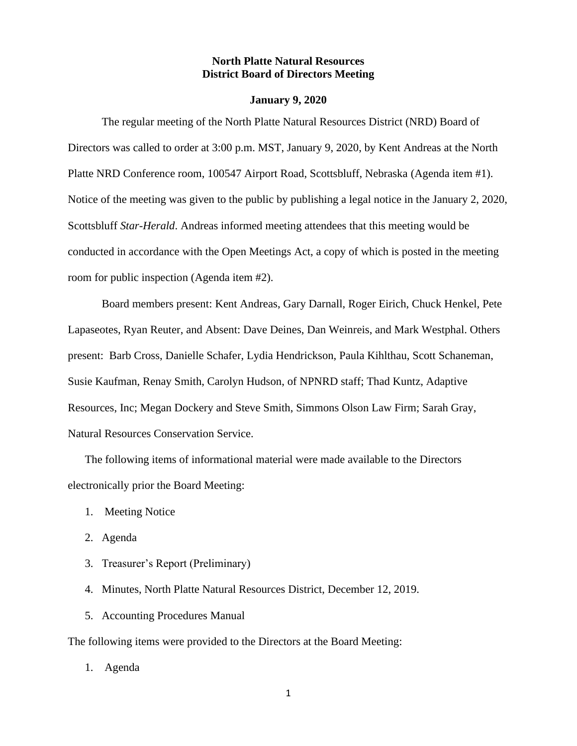# North Platte Natural Resources District Board of Directors Meeting

**January 9, 2020**

The regular meeting of the North Platte Natural Resources District (NRD) Board of Directors was called to order at 3:00 p.m. MST, January 9, 2020, by Kent Andreas at the North Platte NRD Conference room, 100547 Airport Road, Scottsbluff, Nebraska (Agenda item #1). Notice of the meeting was given to the public by publishing a legal notice in the January 2, 2020, Scottsbluff *Star-Herald*. Andreas informed meeting attendees that this meeting would be conducted in accordance with the Open Meetings Act, a copy of which is posted in the meeting room for public inspection (Agenda item #2).

Board members present: Kent Andreas, Gary Darnall, Roger Eirich, Chuck Henkel, Pete Lapaseotes, Ryan Reuter, and Absent: Dave Deines, Dan Weinreis, and Mark Westphal. Others present: Barb Cross, Danielle Schafer, Lydia Hendrickson, Paula Kihlthau, Scott Schaneman, Susie Kaufman, Renay Smith, Carolyn Hudson, of NPNRD staff; Thad Kuntz, Adaptive Resources, Inc; Megan Dockery and Steve Smith, Simmons Olson Law Firm; Sarah Gray, Natural Resources Conservation Service.

The following items of informational material were made available to the Directors electronically prior the Board Meeting:

1. Meeting Notice
2. Agenda
3. Treasurer's Report (Preliminary)
4. Minutes, North Platte Natural Resources District, December 12, 2019.
5. Accounting Procedures Manual

The following items were provided to the Directors at the Board Meeting:

1. Agenda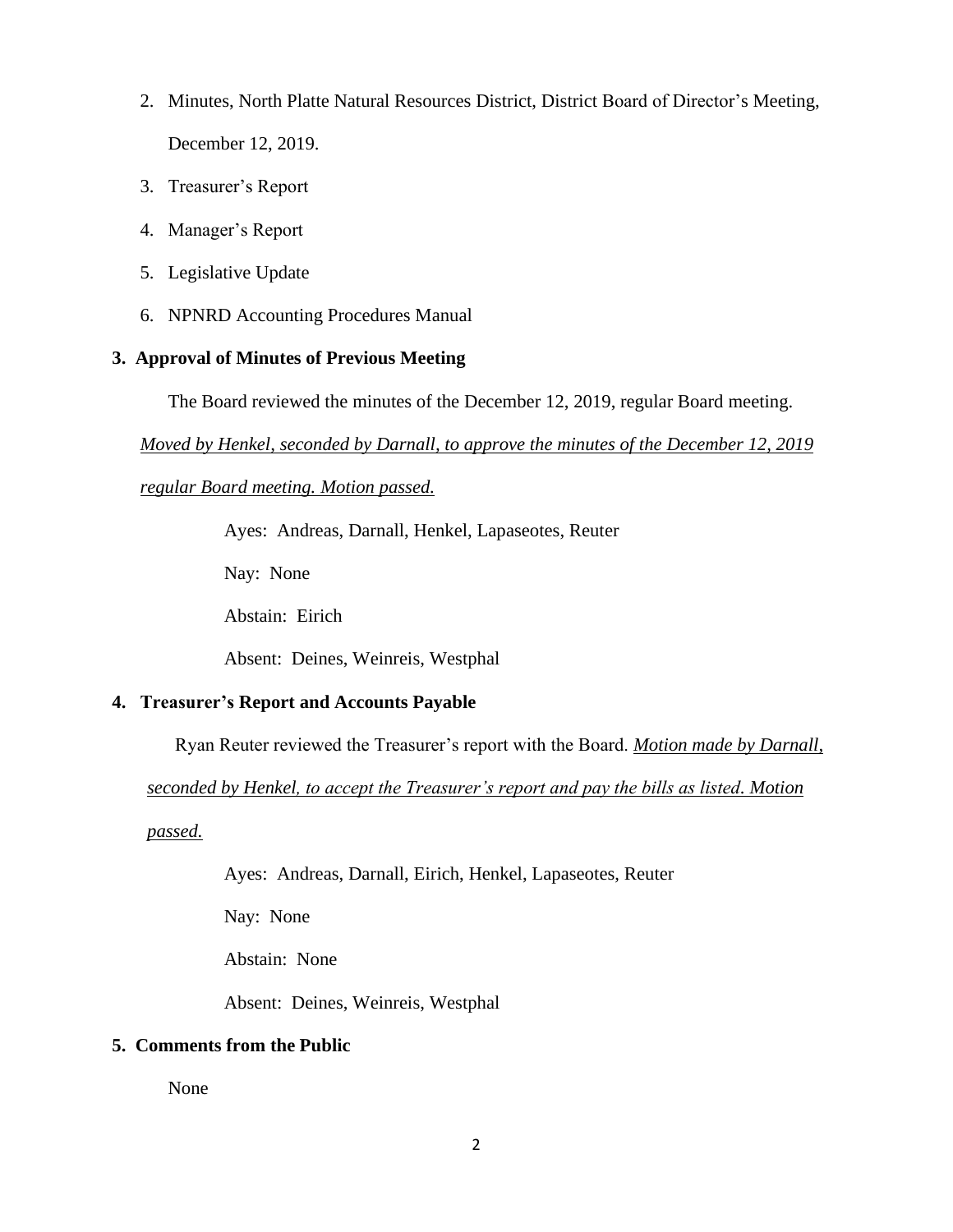2. Minutes, North Platte Natural Resources District, District Board of Director's Meeting, December 12, 2019.
3. Treasurer's Report
4. Manager's Report
5. Legislative Update
6. NPNRD Accounting Procedures Manual

**3. Approval of Minutes of Previous Meeting**

The Board reviewed the minutes of the December 12, 2019, regular Board meeting. *Moved by Henkel, seconded by Darnall, to approve the minutes of the December 12, 2019 regular Board meeting. Motion passed.*

Ayes: Andreas, Darnall, Henkel, Lapaseotes, Reuter

Nay: None

Abstain: Eirich

Absent: Deines, Weinreis, Westphal

**4. Treasurer's Report and Accounts Payable**

Ryan Reuter reviewed the Treasurer's report with the Board. *Motion made by Darnall, seconded by Henkel, to accept the Treasurer's report and pay the bills as listed. Motion passed.*

Ayes: Andreas, Darnall, Eirich, Henkel, Lapaseotes, Reuter

Nay: None

Abstain: None

Absent: Deines, Weinreis, Westphal

**5. Comments from the Public**

None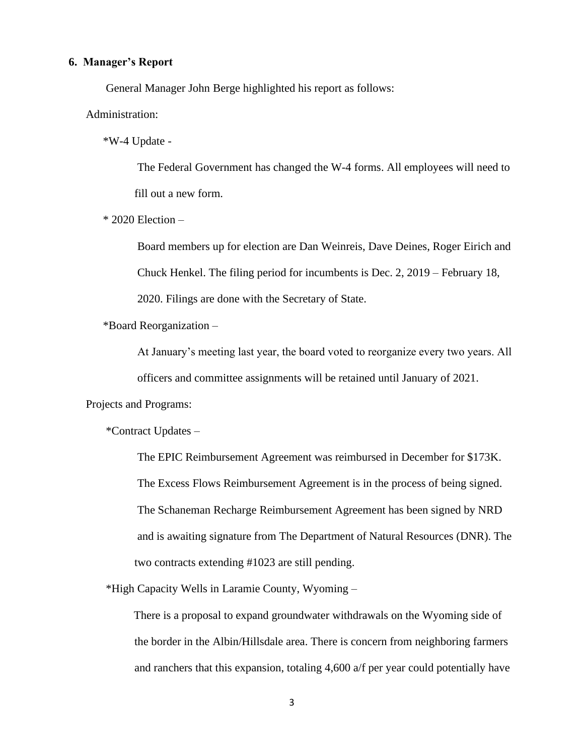### 6. Manager's Report

General Manager John Berge highlighted his report as follows:

Administration:

*W-4 Update -

The Federal Government has changed the W-4 forms. All employees will need to fill out a new form.

* 2020 Election –

Board members up for election are Dan Weinreis, Dave Deines, Roger Eirich and Chuck Henkel. The filing period for incumbents is Dec. 2, 2019 – February 18, 2020. Filings are done with the Secretary of State.

*Board Reorganization –

At January's meeting last year, the board voted to reorganize every two years. All officers and committee assignments will be retained until January of 2021.

Projects and Programs:

*Contract Updates –

The EPIC Reimbursement Agreement was reimbursed in December for $173K. The Excess Flows Reimbursement Agreement is in the process of being signed. The Schaneman Recharge Reimbursement Agreement has been signed by NRD and is awaiting signature from The Department of Natural Resources (DNR). The two contracts extending #1023 are still pending.

*High Capacity Wells in Laramie County, Wyoming –

There is a proposal to expand groundwater withdrawals on the Wyoming side of the border in the Albin/Hillsdale area. There is concern from neighboring farmers and ranchers that this expansion, totaling 4,600 a/f per year could potentially have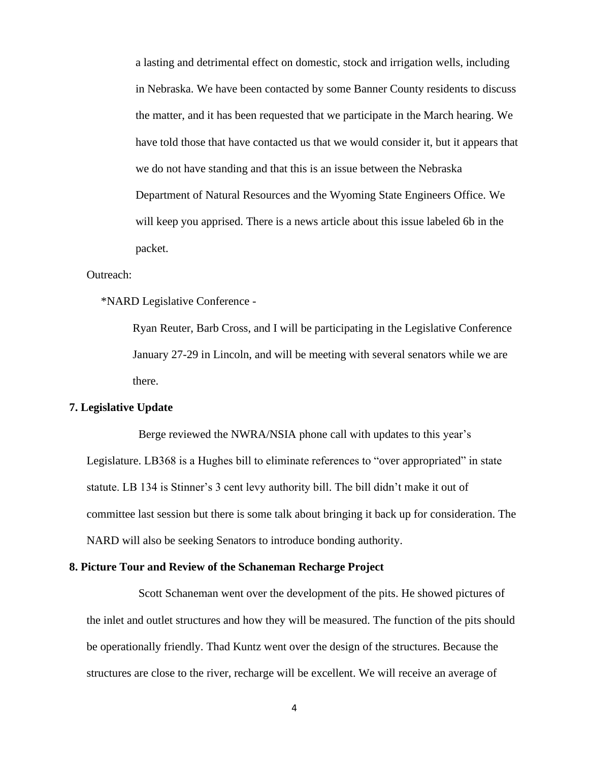a lasting and detrimental effect on domestic, stock and irrigation wells, including in Nebraska. We have been contacted by some Banner County residents to discuss the matter, and it has been requested that we participate in the March hearing. We have told those that have contacted us that we would consider it, but it appears that we do not have standing and that this is an issue between the Nebraska Department of Natural Resources and the Wyoming State Engineers Office. We will keep you apprised. There is a news article about this issue labeled 6b in the packet.

Outreach:

*NARD Legislative Conference -

Ryan Reuter, Barb Cross, and I will be participating in the Legislative Conference January 27-29 in Lincoln, and will be meeting with several senators while we are there.

**7. Legislative Update**

Berge reviewed the NWRA/NSIA phone call with updates to this year's Legislature. LB368 is a Hughes bill to eliminate references to "over appropriated" in state statute. LB 134 is Stinner's 3 cent levy authority bill. The bill didn't make it out of committee last session but there is some talk about bringing it back up for consideration. The NARD will also be seeking Senators to introduce bonding authority.

**8. Picture Tour and Review of the Schaneman Recharge Project**

Scott Schaneman went over the development of the pits. He showed pictures of the inlet and outlet structures and how they will be measured. The function of the pits should be operationally friendly. Thad Kuntz went over the design of the structures. Because the structures are close to the river, recharge will be excellent. We will receive an average of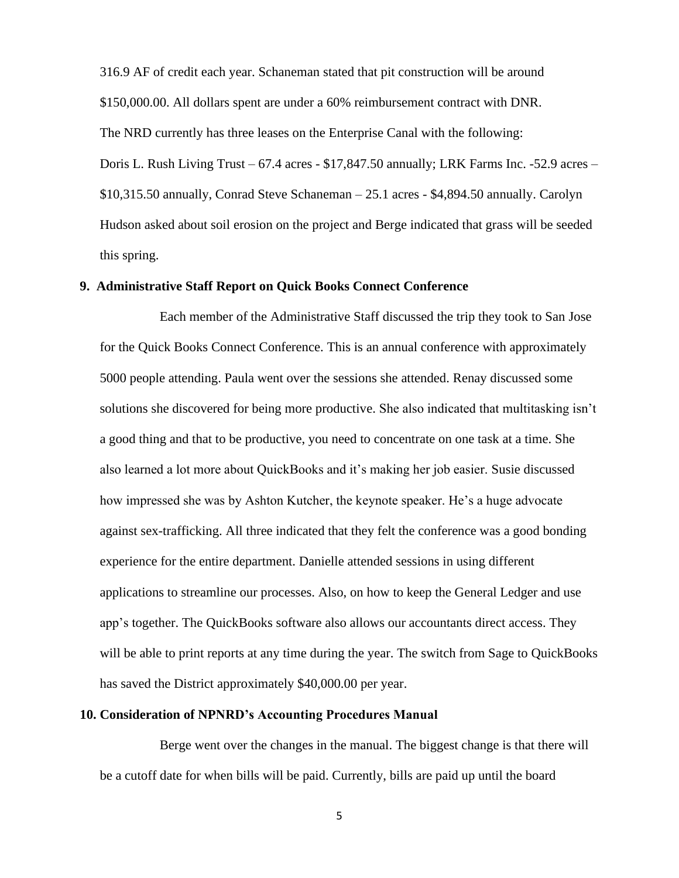316.9 AF of credit each year. Schaneman stated that pit construction will be around $150,000.00. All dollars spent are under a 60% reimbursement contract with DNR.

The NRD currently has three leases on the Enterprise Canal with the following:

Doris L. Rush Living Trust – 67.4 acres - $17,847.50 annually; LRK Farms Inc. -52.9 acres – $10,315.50 annually, Conrad Steve Schaneman – 25.1 acres - $4,894.50 annually. Carolyn Hudson asked about soil erosion on the project and Berge indicated that grass will be seeded this spring.

**9. Administrative Staff Report on Quick Books Connect Conference**

Each member of the Administrative Staff discussed the trip they took to San Jose for the Quick Books Connect Conference. This is an annual conference with approximately 5000 people attending. Paula went over the sessions she attended. Renay discussed some solutions she discovered for being more productive. She also indicated that multitasking isn't a good thing and that to be productive, you need to concentrate on one task at a time. She also learned a lot more about QuickBooks and it's making her job easier. Susie discussed how impressed she was by Ashton Kutcher, the keynote speaker. He's a huge advocate against sex-trafficking. All three indicated that they felt the conference was a good bonding experience for the entire department. Danielle attended sessions in using different applications to streamline our processes. Also, on how to keep the General Ledger and use app's together. The QuickBooks software also allows our accountants direct access. They will be able to print reports at any time during the year. The switch from Sage to QuickBooks has saved the District approximately $40,000.00 per year.

**10. Consideration of NPNRD's Accounting Procedures Manual**

Berge went over the changes in the manual. The biggest change is that there will be a cutoff date for when bills will be paid. Currently, bills are paid up until the board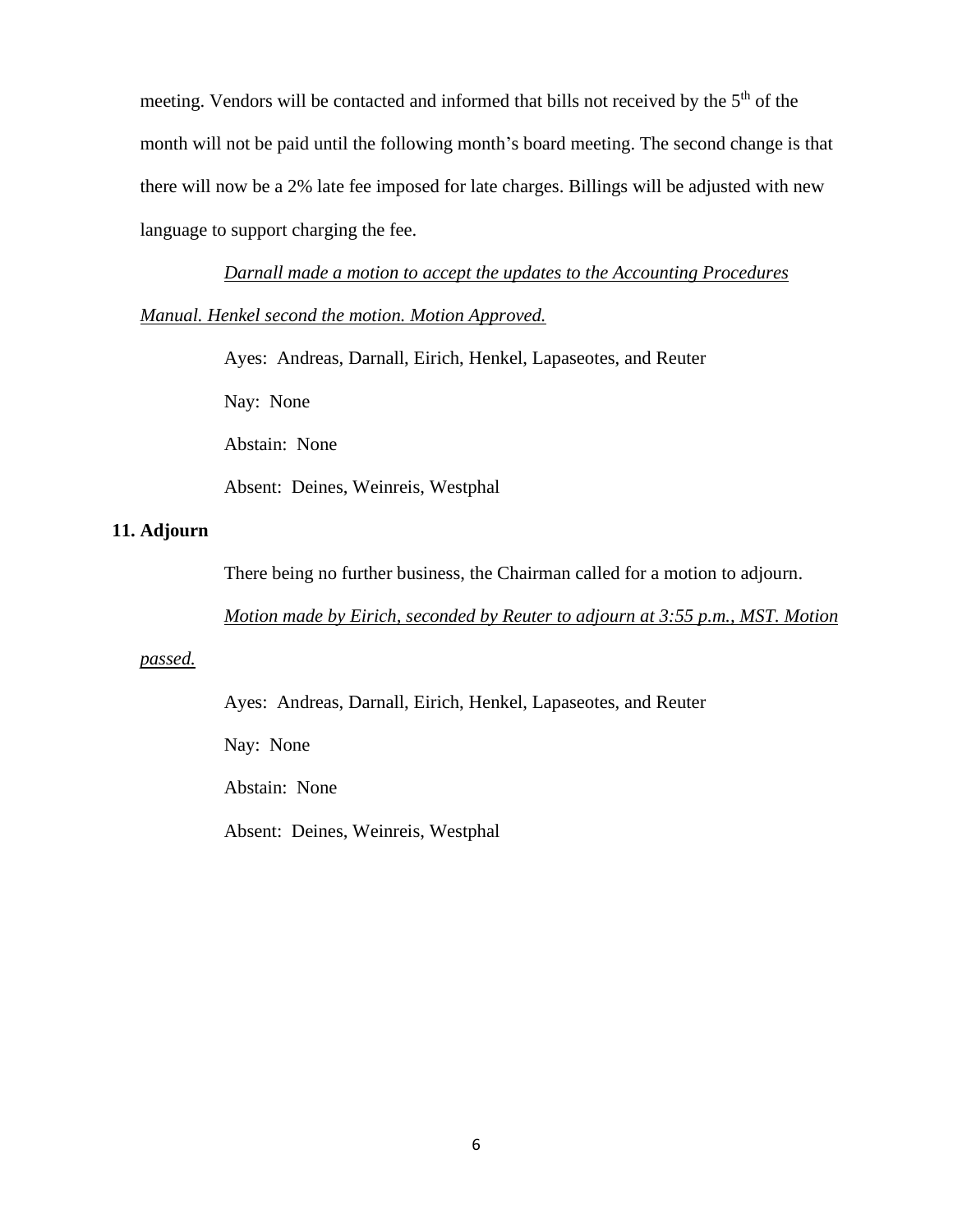meeting. Vendors will be contacted and informed that bills not received by the 5th of the month will not be paid until the following month's board meeting. The second change is that there will now be a 2% late fee imposed for late charges. Billings will be adjusted with new language to support charging the fee.

*Darnall made a motion to accept the updates to the Accounting Procedures Manual. Henkel second the motion. Motion Approved.*

Ayes: Andreas, Darnall, Eirich, Henkel, Lapaseotes, and Reuter

Nay: None

Abstain: None

Absent: Deines, Weinreis, Westphal

**11. Adjourn**

There being no further business, the Chairman called for a motion to adjourn.

*Motion made by Eirich, seconded by Reuter to adjourn at 3:55 p.m., MST. Motion passed.*

Ayes: Andreas, Darnall, Eirich, Henkel, Lapaseotes, and Reuter

Nay: None

Abstain: None

Absent: Deines, Weinreis, Westphal